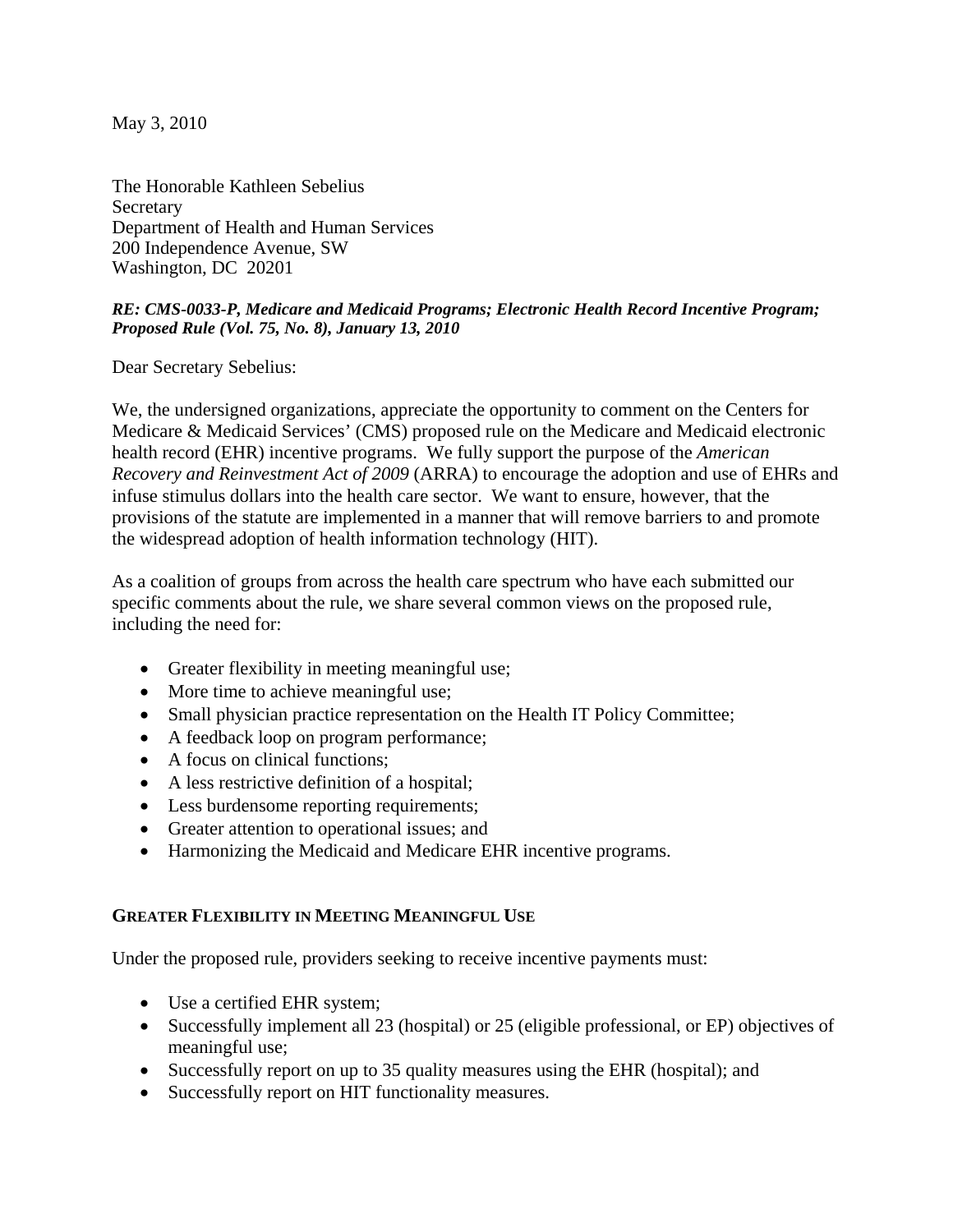May 3, 2010

The Honorable Kathleen Sebelius
Secretary
Department of Health and Human Services
200 Independence Avenue, SW
Washington, DC 20201

***RE: CMS-0033-P, Medicare and Medicaid Programs; Electronic Health Record Incentive Program; Proposed Rule (Vol. 75, No. 8), January 13, 2010***

Dear Secretary Sebelius:

We, the undersigned organizations, appreciate the opportunity to comment on the Centers for Medicare & Medicaid Services' (CMS) proposed rule on the Medicare and Medicaid electronic health record (EHR) incentive programs. We fully support the purpose of the *American Recovery and Reinvestment Act of 2009* (ARRA) to encourage the adoption and use of EHRs and infuse stimulus dollars into the health care sector. We want to ensure, however, that the provisions of the statute are implemented in a manner that will remove barriers to and promote the widespread adoption of health information technology (HIT).

As a coalition of groups from across the health care spectrum who have each submitted our specific comments about the rule, we share several common views on the proposed rule, including the need for:

- Greater flexibility in meeting meaningful use;
- More time to achieve meaningful use;
- Small physician practice representation on the Health IT Policy Committee;
- A feedback loop on program performance;
- A focus on clinical functions;
- A less restrictive definition of a hospital;
- Less burdensome reporting requirements;
- Greater attention to operational issues; and
- Harmonizing the Medicaid and Medicare EHR incentive programs.

## GREATER FLEXIBILITY IN MEETING MEANINGFUL USE

Under the proposed rule, providers seeking to receive incentive payments must:

- Use a certified EHR system;
- Successfully implement all 23 (hospital) or 25 (eligible professional, or EP) objectives of meaningful use;
- Successfully report on up to 35 quality measures using the EHR (hospital); and
- Successfully report on HIT functionality measures.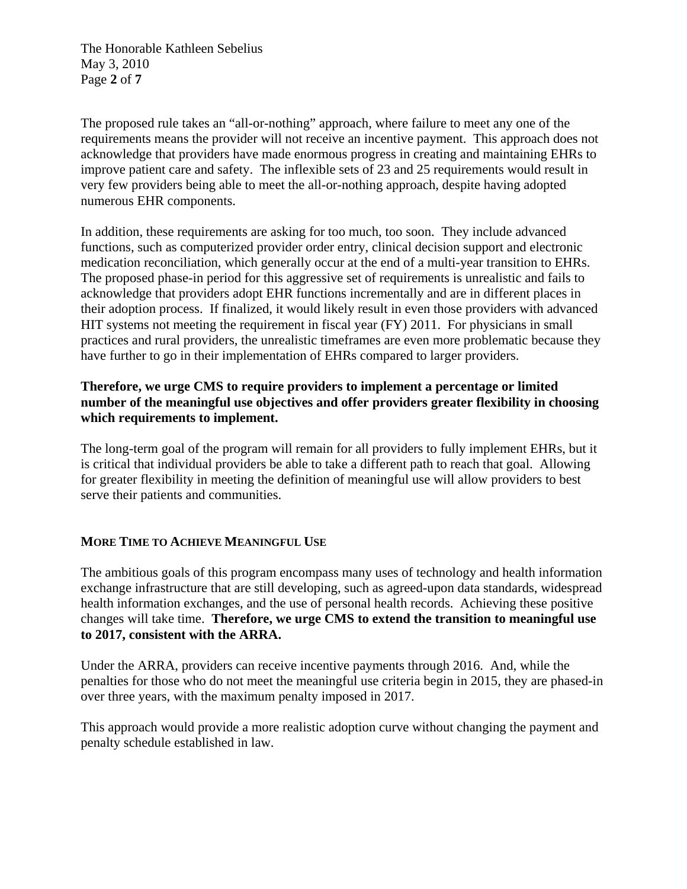The proposed rule takes an "all-or-nothing" approach, where failure to meet any one of the requirements means the provider will not receive an incentive payment. This approach does not acknowledge that providers have made enormous progress in creating and maintaining EHRs to improve patient care and safety. The inflexible sets of 23 and 25 requirements would result in very few providers being able to meet the all-or-nothing approach, despite having adopted numerous EHR components.

In addition, these requirements are asking for too much, too soon. They include advanced functions, such as computerized provider order entry, clinical decision support and electronic medication reconciliation, which generally occur at the end of a multi-year transition to EHRs. The proposed phase-in period for this aggressive set of requirements is unrealistic and fails to acknowledge that providers adopt EHR functions incrementally and are in different places in their adoption process. If finalized, it would likely result in even those providers with advanced HIT systems not meeting the requirement in fiscal year (FY) 2011. For physicians in small practices and rural providers, the unrealistic timeframes are even more problematic because they have further to go in their implementation of EHRs compared to larger providers.

**Therefore, we urge CMS to require providers to implement a percentage or limited number of the meaningful use objectives and offer providers greater flexibility in choosing which requirements to implement.**

The long-term goal of the program will remain for all providers to fully implement EHRs, but it is critical that individual providers be able to take a different path to reach that goal. Allowing for greater flexibility in meeting the definition of meaningful use will allow providers to best serve their patients and communities.

## MORE TIME TO ACHIEVE MEANINGFUL USE

The ambitious goals of this program encompass many uses of technology and health information exchange infrastructure that are still developing, such as agreed-upon data standards, widespread health information exchanges, and the use of personal health records. Achieving these positive changes will take time. **Therefore, we urge CMS to extend the transition to meaningful use to 2017, consistent with the ARRA.**

Under the ARRA, providers can receive incentive payments through 2016. And, while the penalties for those who do not meet the meaningful use criteria begin in 2015, they are phased-in over three years, with the maximum penalty imposed in 2017.

This approach would provide a more realistic adoption curve without changing the payment and penalty schedule established in law.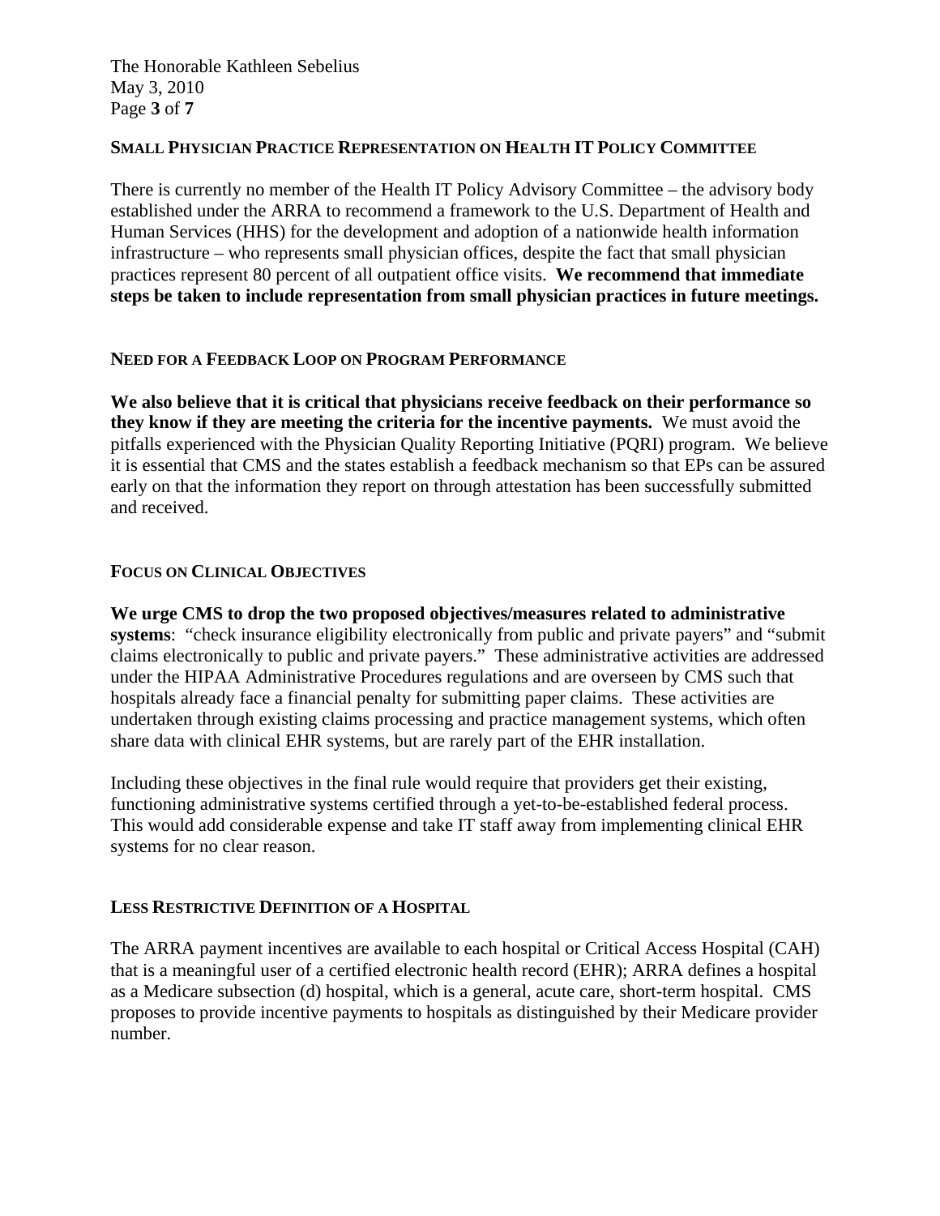### SMALL PHYSICIAN PRACTICE REPRESENTATION ON HEALTH IT POLICY COMMITTEE

There is currently no member of the Health IT Policy Advisory Committee – the advisory body established under the ARRA to recommend a framework to the U.S. Department of Health and Human Services (HHS) for the development and adoption of a nationwide health information infrastructure – who represents small physician offices, despite the fact that small physician practices represent 80 percent of all outpatient office visits. **We recommend that immediate steps be taken to include representation from small physician practices in future meetings.**

### NEED FOR A FEEDBACK LOOP ON PROGRAM PERFORMANCE

**We also believe that it is critical that physicians receive feedback on their performance so they know if they are meeting the criteria for the incentive payments.** We must avoid the pitfalls experienced with the Physician Quality Reporting Initiative (PQRI) program. We believe it is essential that CMS and the states establish a feedback mechanism so that EPs can be assured early on that the information they report on through attestation has been successfully submitted and received.

### FOCUS ON CLINICAL OBJECTIVES

**We urge CMS to drop the two proposed objectives/measures related to administrative systems**: "check insurance eligibility electronically from public and private payers" and "submit claims electronically to public and private payers." These administrative activities are addressed under the HIPAA Administrative Procedures regulations and are overseen by CMS such that hospitals already face a financial penalty for submitting paper claims. These activities are undertaken through existing claims processing and practice management systems, which often share data with clinical EHR systems, but are rarely part of the EHR installation.

Including these objectives in the final rule would require that providers get their existing, functioning administrative systems certified through a yet-to-be-established federal process. This would add considerable expense and take IT staff away from implementing clinical EHR systems for no clear reason.

### LESS RESTRICTIVE DEFINITION OF A HOSPITAL

The ARRA payment incentives are available to each hospital or Critical Access Hospital (CAH) that is a meaningful user of a certified electronic health record (EHR); ARRA defines a hospital as a Medicare subsection (d) hospital, which is a general, acute care, short-term hospital. CMS proposes to provide incentive payments to hospitals as distinguished by their Medicare provider number.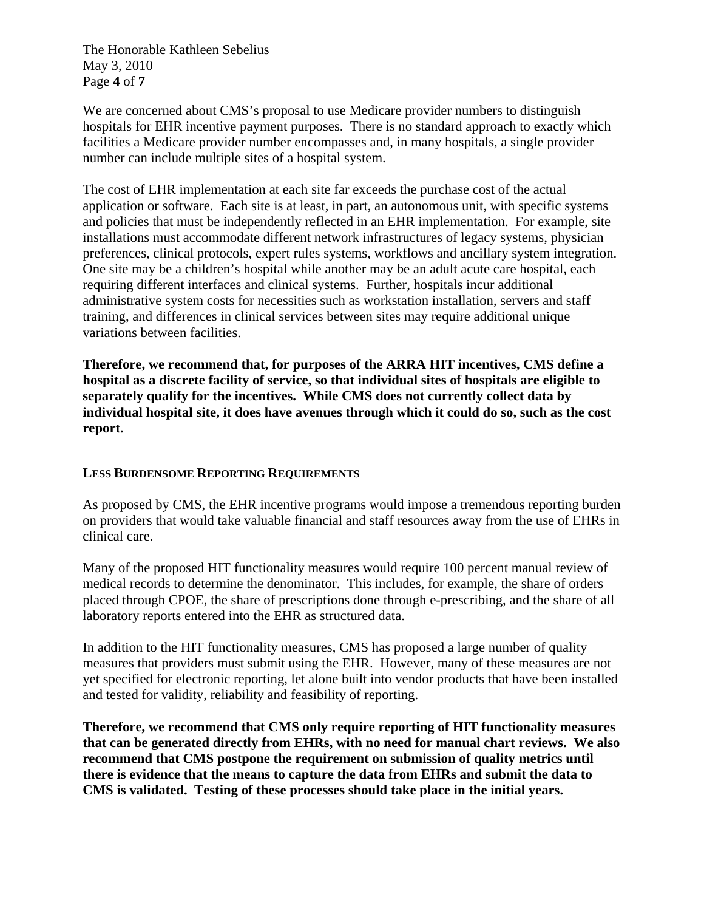We are concerned about CMS's proposal to use Medicare provider numbers to distinguish hospitals for EHR incentive payment purposes. There is no standard approach to exactly which facilities a Medicare provider number encompasses and, in many hospitals, a single provider number can include multiple sites of a hospital system.

The cost of EHR implementation at each site far exceeds the purchase cost of the actual application or software. Each site is at least, in part, an autonomous unit, with specific systems and policies that must be independently reflected in an EHR implementation. For example, site installations must accommodate different network infrastructures of legacy systems, physician preferences, clinical protocols, expert rules systems, workflows and ancillary system integration. One site may be a children's hospital while another may be an adult acute care hospital, each requiring different interfaces and clinical systems. Further, hospitals incur additional administrative system costs for necessities such as workstation installation, servers and staff training, and differences in clinical services between sites may require additional unique variations between facilities.

**Therefore, we recommend that, for purposes of the ARRA HIT incentives, CMS define a hospital as a discrete facility of service, so that individual sites of hospitals are eligible to separately qualify for the incentives. While CMS does not currently collect data by individual hospital site, it does have avenues through which it could do so, such as the cost report.**

#### LESS BURDENSOME REPORTING REQUIREMENTS

As proposed by CMS, the EHR incentive programs would impose a tremendous reporting burden on providers that would take valuable financial and staff resources away from the use of EHRs in clinical care.

Many of the proposed HIT functionality measures would require 100 percent manual review of medical records to determine the denominator. This includes, for example, the share of orders placed through CPOE, the share of prescriptions done through e-prescribing, and the share of all laboratory reports entered into the EHR as structured data.

In addition to the HIT functionality measures, CMS has proposed a large number of quality measures that providers must submit using the EHR. However, many of these measures are not yet specified for electronic reporting, let alone built into vendor products that have been installed and tested for validity, reliability and feasibility of reporting.

**Therefore, we recommend that CMS only require reporting of HIT functionality measures that can be generated directly from EHRs, with no need for manual chart reviews. We also recommend that CMS postpone the requirement on submission of quality metrics until there is evidence that the means to capture the data from EHRs and submit the data to CMS is validated. Testing of these processes should take place in the initial years.**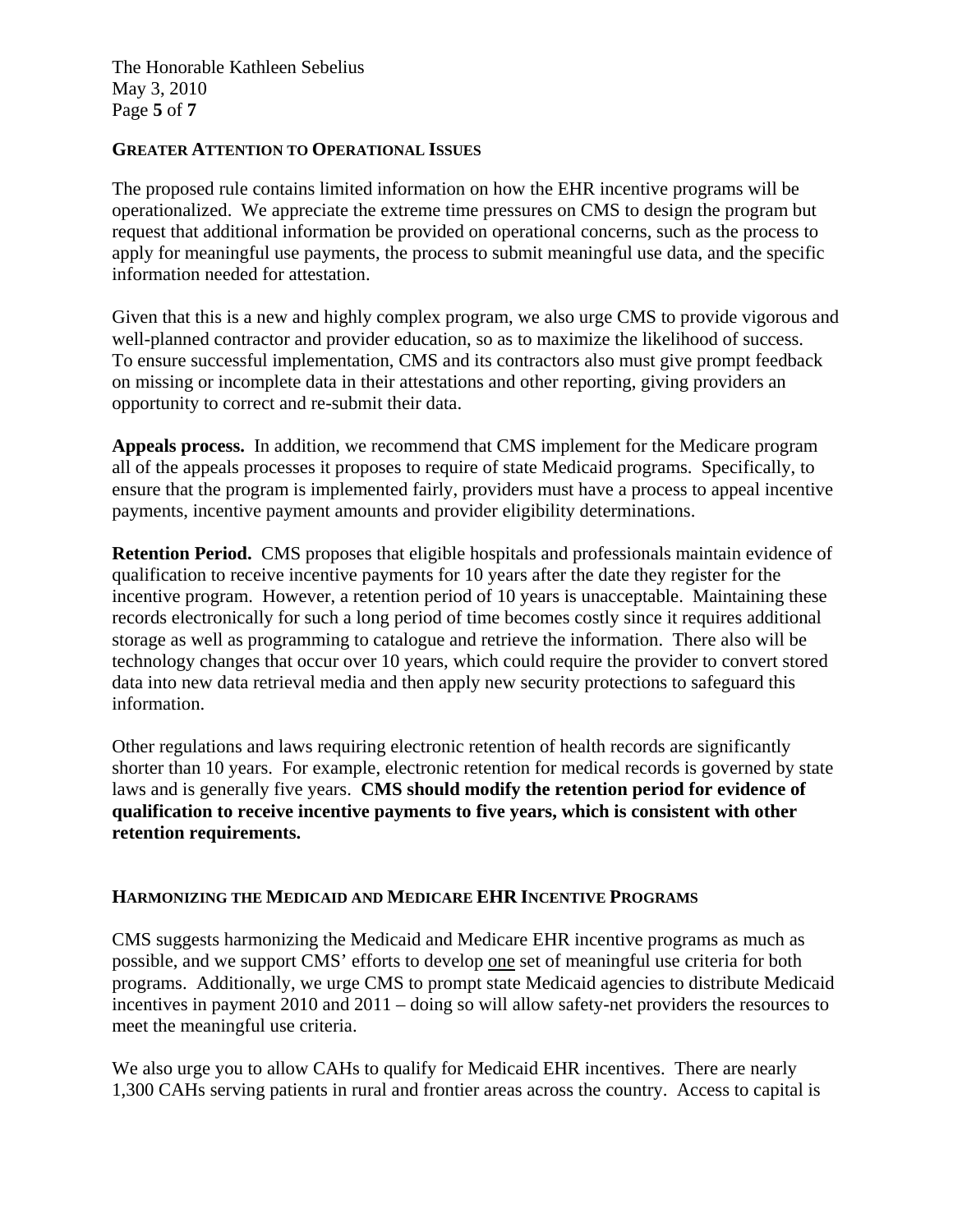## Greater Attention to Operational Issues

The proposed rule contains limited information on how the EHR incentive programs will be operationalized. We appreciate the extreme time pressures on CMS to design the program but request that additional information be provided on operational concerns, such as the process to apply for meaningful use payments, the process to submit meaningful use data, and the specific information needed for attestation.

Given that this is a new and highly complex program, we also urge CMS to provide vigorous and well-planned contractor and provider education, so as to maximize the likelihood of success. To ensure successful implementation, CMS and its contractors also must give prompt feedback on missing or incomplete data in their attestations and other reporting, giving providers an opportunity to correct and re-submit their data.

**Appeals process.** In addition, we recommend that CMS implement for the Medicare program all of the appeals processes it proposes to require of state Medicaid programs. Specifically, to ensure that the program is implemented fairly, providers must have a process to appeal incentive payments, incentive payment amounts and provider eligibility determinations.

**Retention Period.** CMS proposes that eligible hospitals and professionals maintain evidence of qualification to receive incentive payments for 10 years after the date they register for the incentive program. However, a retention period of 10 years is unacceptable. Maintaining these records electronically for such a long period of time becomes costly since it requires additional storage as well as programming to catalogue and retrieve the information. There also will be technology changes that occur over 10 years, which could require the provider to convert stored data into new data retrieval media and then apply new security protections to safeguard this information.

Other regulations and laws requiring electronic retention of health records are significantly shorter than 10 years. For example, electronic retention for medical records is governed by state laws and is generally five years. **CMS should modify the retention period for evidence of qualification to receive incentive payments to five years, which is consistent with other retention requirements.**

## Harmonizing the Medicaid and Medicare EHR Incentive Programs

CMS suggests harmonizing the Medicaid and Medicare EHR incentive programs as much as possible, and we support CMS' efforts to develop one set of meaningful use criteria for both programs. Additionally, we urge CMS to prompt state Medicaid agencies to distribute Medicaid incentives in payment 2010 and 2011 – doing so will allow safety-net providers the resources to meet the meaningful use criteria.

We also urge you to allow CAHs to qualify for Medicaid EHR incentives. There are nearly 1,300 CAHs serving patients in rural and frontier areas across the country. Access to capital is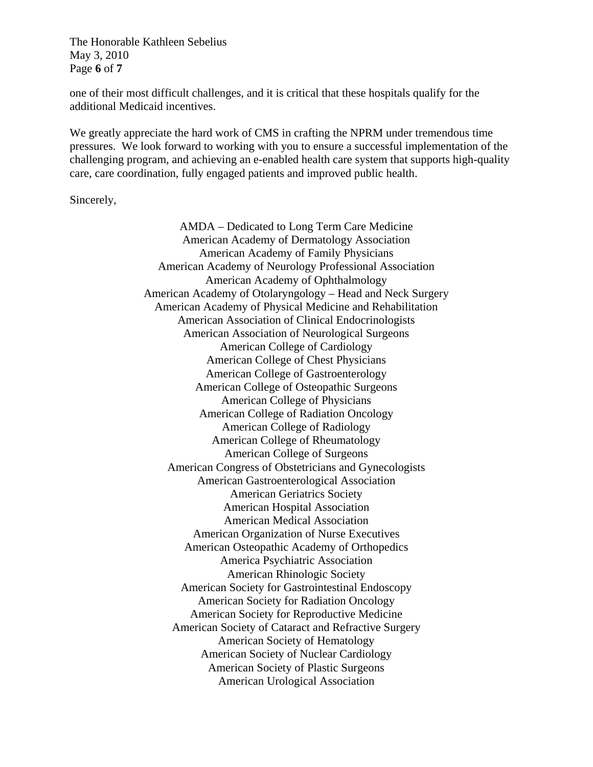one of their most difficult challenges, and it is critical that these hospitals qualify for the additional Medicaid incentives.

We greatly appreciate the hard work of CMS in crafting the NPRM under tremendous time pressures. We look forward to working with you to ensure a successful implementation of the challenging program, and achieving an e-enabled health care system that supports high-quality care, care coordination, fully engaged patients and improved public health.

Sincerely,

AMDA – Dedicated to Long Term Care Medicine
American Academy of Dermatology Association
American Academy of Family Physicians
American Academy of Neurology Professional Association
American Academy of Ophthalmology
American Academy of Otolaryngology – Head and Neck Surgery
American Academy of Physical Medicine and Rehabilitation
American Association of Clinical Endocrinologists
American Association of Neurological Surgeons
American College of Cardiology
American College of Chest Physicians
American College of Gastroenterology
American College of Osteopathic Surgeons
American College of Physicians
American College of Radiation Oncology
American College of Radiology
American College of Rheumatology
American College of Surgeons
American Congress of Obstetricians and Gynecologists
American Gastroenterological Association
American Geriatrics Society
American Hospital Association
American Medical Association
American Organization of Nurse Executives
American Osteopathic Academy of Orthopedics
America Psychiatric Association
American Rhinologic Society
American Society for Gastrointestinal Endoscopy
American Society for Radiation Oncology
American Society for Reproductive Medicine
American Society of Cataract and Refractive Surgery
American Society of Hematology
American Society of Nuclear Cardiology
American Society of Plastic Surgeons
American Urological Association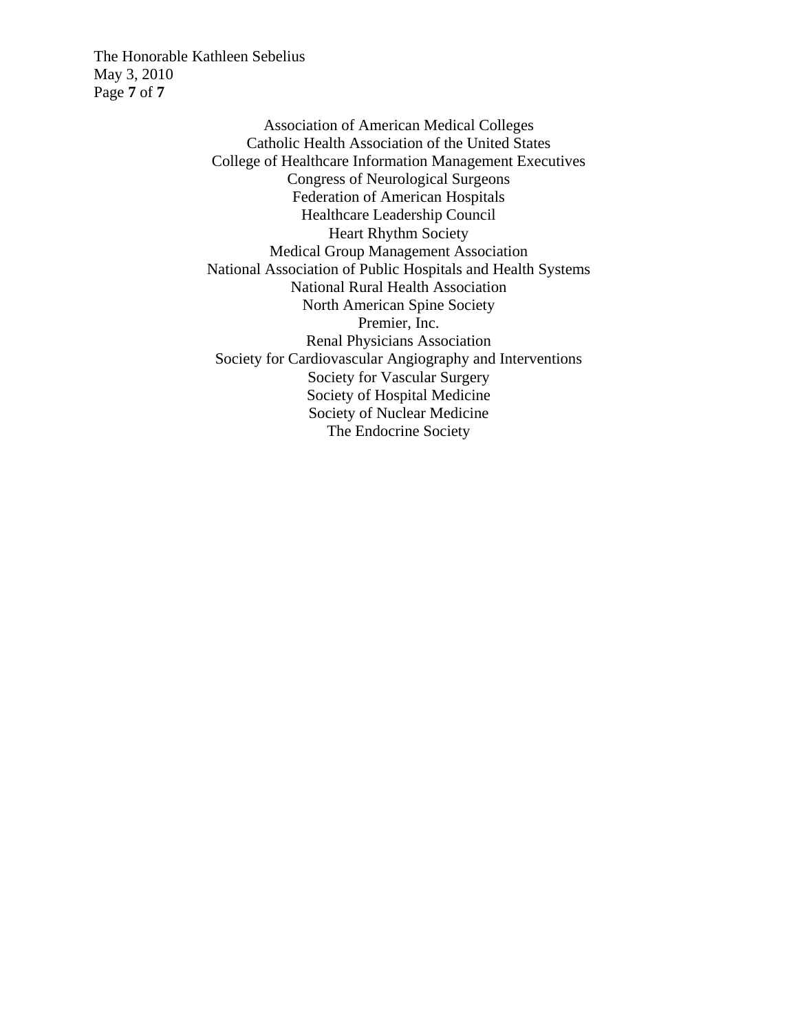Association of American Medical Colleges
Catholic Health Association of the United States
College of Healthcare Information Management Executives
Congress of Neurological Surgeons
Federation of American Hospitals
Healthcare Leadership Council
Heart Rhythm Society
Medical Group Management Association
National Association of Public Hospitals and Health Systems
National Rural Health Association
North American Spine Society
Premier, Inc.
Renal Physicians Association
Society for Cardiovascular Angiography and Interventions
Society for Vascular Surgery
Society of Hospital Medicine
Society of Nuclear Medicine
The Endocrine Society